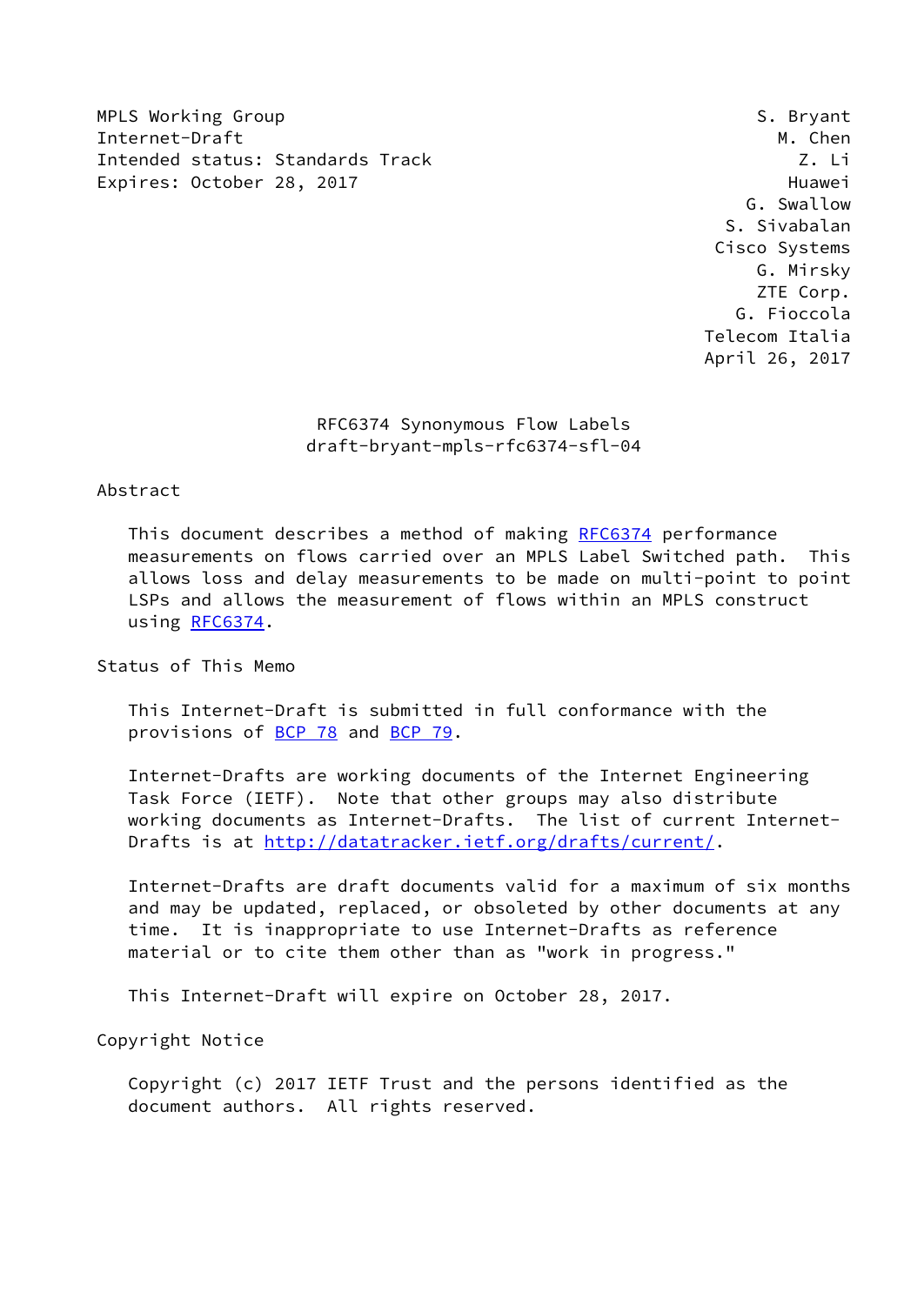MPLS Working Group S. Bryant
Internet-Draft M. Chen
Intended status: Standards Track Z. Li
Expires: October 28, 2017 Huawei
G. Swallow
S. Sivabalan
Cisco Systems
G. Mirsky
ZTE Corp.
G. Fioccola
Telecom Italia
April 26, 2017

# RFC6374 Synonymous Flow Labels
draft-bryant-mpls-rfc6374-sfl-04

## Abstract

This document describes a method of making RFC6374 performance measurements on flows carried over an MPLS Label Switched path. This allows loss and delay measurements to be made on multi-point to point LSPs and allows the measurement of flows within an MPLS construct using RFC6374.

## Status of This Memo

This Internet-Draft is submitted in full conformance with the provisions of BCP 78 and BCP 79.

Internet-Drafts are working documents of the Internet Engineering Task Force (IETF). Note that other groups may also distribute working documents as Internet-Drafts. The list of current Internet-Drafts is at http://datatracker.ietf.org/drafts/current/.

Internet-Drafts are draft documents valid for a maximum of six months and may be updated, replaced, or obsoleted by other documents at any time. It is inappropriate to use Internet-Drafts as reference material or to cite them other than as "work in progress."

This Internet-Draft will expire on October 28, 2017.

## Copyright Notice

Copyright (c) 2017 IETF Trust and the persons identified as the document authors. All rights reserved.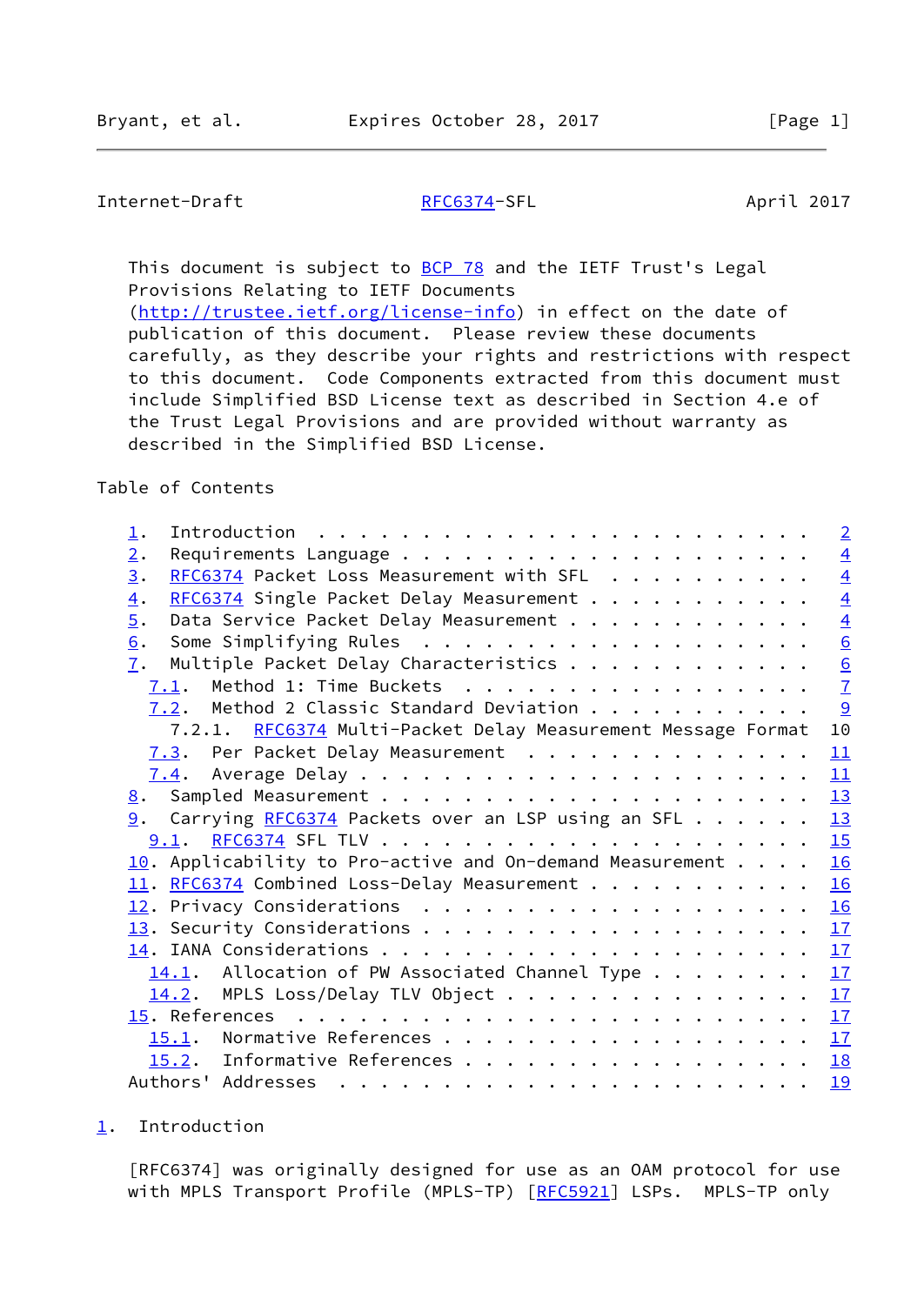This document is subject to BCP 78 and the IETF Trust's Legal Provisions Relating to IETF Documents (http://trustee.ietf.org/license-info) in effect on the date of publication of this document. Please review these documents carefully, as they describe your rights and restrictions with respect to this document. Code Components extracted from this document must include Simplified BSD License text as described in Section 4.e of the Trust Legal Provisions and are provided without warranty as described in the Simplified BSD License.

Table of Contents

```
   1.  Introduction  . . . . . . . . . . . . . . . . . . . . . . . .   2
   2.  Requirements Language . . . . . . . . . . . . . . . . . . . .   4
   3.  RFC6374 Packet Loss Measurement with SFL  . . . . . . . . . .   4
   4.  RFC6374 Single Packet Delay Measurement . . . . . . . . . . .   4
   5.  Data Service Packet Delay Measurement . . . . . . . . . . . .   4
   6.  Some Simplifying Rules  . . . . . . . . . . . . . . . . . . .   6
   7.  Multiple Packet Delay Characteristics . . . . . . . . . . . .   6
     7.1.  Method 1: Time Buckets  . . . . . . . . . . . . . . . . .   7
     7.2.  Method 2 Classic Standard Deviation . . . . . . . . . . .   9
       7.2.1.  RFC6374 Multi-Packet Delay Measurement Message Format  10
     7.3.  Per Packet Delay Measurement  . . . . . . . . . . . . . .  11
     7.4.  Average Delay . . . . . . . . . . . . . . . . . . . . . .  11
   8.  Sampled Measurement . . . . . . . . . . . . . . . . . . . . .  13
   9.  Carrying RFC6374 Packets over an LSP using an SFL . . . . . .  13
     9.1.  RFC6374 SFL TLV . . . . . . . . . . . . . . . . . . . . .  15
   10. Applicability to Pro-active and On-demand Measurement . . . .  16
   11. RFC6374 Combined Loss-Delay Measurement . . . . . . . . . . .  16
   12. Privacy Considerations  . . . . . . . . . . . . . . . . . . .  16
   13. Security Considerations . . . . . . . . . . . . . . . . . . .  17
   14. IANA Considerations . . . . . . . . . . . . . . . . . . . . .  17
     14.1.  Allocation of PW Associated Channel Type . . . . . . . .  17
     14.2.  MPLS Loss/Delay TLV Object . . . . . . . . . . . . . . .  17
   15. References  . . . . . . . . . . . . . . . . . . . . . . . . .  17
     15.1.  Normative References . . . . . . . . . . . . . . . . . .  17
     15.2.  Informative References . . . . . . . . . . . . . . . . .  18
   Authors' Addresses  . . . . . . . . . . . . . . . . . . . . . . .  19
```

## 1. Introduction

[RFC6374] was originally designed for use as an OAM protocol for use with MPLS Transport Profile (MPLS-TP) [RFC5921] LSPs. MPLS-TP only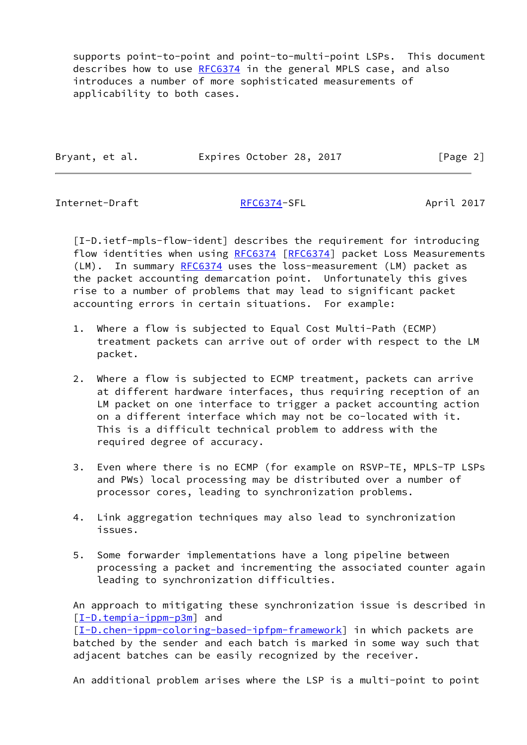supports point-to-point and point-to-multi-point LSPs. This document describes how to use RFC6374 in the general MPLS case, and also introduces a number of more sophisticated measurements of applicability to both cases.

[I-D.ietf-mpls-flow-ident] describes the requirement for introducing flow identities when using RFC6374 [RFC6374] packet Loss Measurements (LM). In summary RFC6374 uses the loss-measurement (LM) packet as the packet accounting demarcation point. Unfortunately this gives rise to a number of problems that may lead to significant packet accounting errors in certain situations. For example:

1. Where a flow is subjected to Equal Cost Multi-Path (ECMP) treatment packets can arrive out of order with respect to the LM packet.

2. Where a flow is subjected to ECMP treatment, packets can arrive at different hardware interfaces, thus requiring reception of an LM packet on one interface to trigger a packet accounting action on a different interface which may not be co-located with it. This is a difficult technical problem to address with the required degree of accuracy.

3. Even where there is no ECMP (for example on RSVP-TE, MPLS-TP LSPs and PWs) local processing may be distributed over a number of processor cores, leading to synchronization problems.

4. Link aggregation techniques may also lead to synchronization issues.

5. Some forwarder implementations have a long pipeline between processing a packet and incrementing the associated counter again leading to synchronization difficulties.

An approach to mitigating these synchronization issue is described in [I-D.tempia-ippm-p3m] and [I-D.chen-ippm-coloring-based-ipfpm-framework] in which packets are batched by the sender and each batch is marked in some way such that adjacent batches can be easily recognized by the receiver.

An additional problem arises where the LSP is a multi-point to point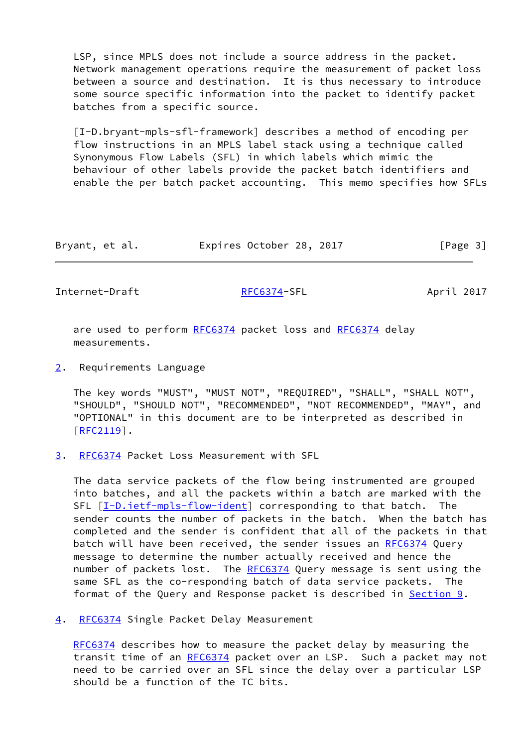LSP, since MPLS does not include a source address in the packet. Network management operations require the measurement of packet loss between a source and destination. It is thus necessary to introduce some source specific information into the packet to identify packet batches from a specific source.

[I-D.bryant-mpls-sfl-framework] describes a method of encoding per flow instructions in an MPLS label stack using a technique called Synonymous Flow Labels (SFL) in which labels which mimic the behaviour of other labels provide the packet batch identifiers and enable the per batch packet accounting. This memo specifies how SFLs are used to perform RFC6374 packet loss and RFC6374 delay measurements.

## 2. Requirements Language

The key words "MUST", "MUST NOT", "REQUIRED", "SHALL", "SHALL NOT", "SHOULD", "SHOULD NOT", "RECOMMENDED", "NOT RECOMMENDED", "MAY", and "OPTIONAL" in this document are to be interpreted as described in [RFC2119].

## 3. RFC6374 Packet Loss Measurement with SFL

The data service packets of the flow being instrumented are grouped into batches, and all the packets within a batch are marked with the SFL [I-D.ietf-mpls-flow-ident] corresponding to that batch. The sender counts the number of packets in the batch. When the batch has completed and the sender is confident that all of the packets in that batch will have been received, the sender issues an RFC6374 Query message to determine the number actually received and hence the number of packets lost. The RFC6374 Query message is sent using the same SFL as the co-responding batch of data service packets. The format of the Query and Response packet is described in Section 9.

## 4. RFC6374 Single Packet Delay Measurement

RFC6374 describes how to measure the packet delay by measuring the transit time of an RFC6374 packet over an LSP. Such a packet may not need to be carried over an SFL since the delay over a particular LSP should be a function of the TC bits.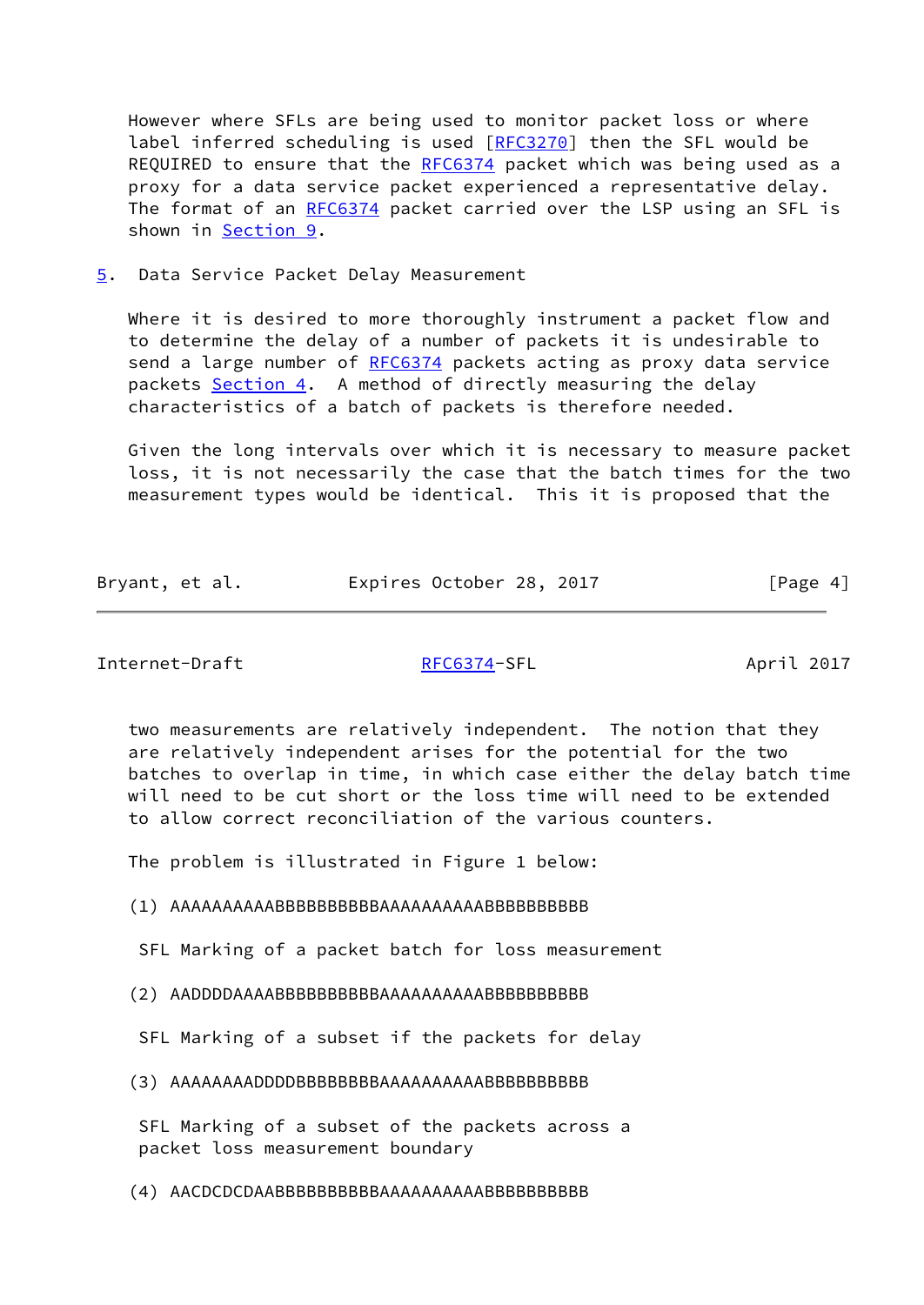However where SFLs are being used to monitor packet loss or where label inferred scheduling is used [RFC3270] then the SFL would be REQUIRED to ensure that the RFC6374 packet which was being used as a proxy for a data service packet experienced a representative delay. The format of an RFC6374 packet carried over the LSP using an SFL is shown in Section 9.

## 5. Data Service Packet Delay Measurement

Where it is desired to more thoroughly instrument a packet flow and to determine the delay of a number of packets it is undesirable to send a large number of RFC6374 packets acting as proxy data service packets Section 4. A method of directly measuring the delay characteristics of a batch of packets is therefore needed.

Given the long intervals over which it is necessary to measure packet loss, it is not necessarily the case that the batch times for the two measurement types would be identical. This it is proposed that the two measurements are relatively independent. The notion that they are relatively independent arises for the potential for the two batches to overlap in time, in which case either the delay batch time will need to be cut short or the loss time will need to be extended to allow correct reconciliation of the various counters.

The problem is illustrated in Figure 1 below:

```
(1) AAAAAAAAAABBBBBBBBBBAAAAAAAAAABBBBBBBBBB

 SFL Marking of a packet batch for loss measurement

(2) AADDDDAAAABBBBBBBBBBAAAAAAAAAABBBBBBBBBB

 SFL Marking of a subset if the packets for delay

(3) AAAAAAAADDDDBBBBBBBBAAAAAAAAAABBBBBBBBBB

 SFL Marking of a subset of the packets across a
 packet loss measurement boundary

(4) AACDCDCDAABBBBBBBBBBAAAAAAAAAABBBBBBBBBB
```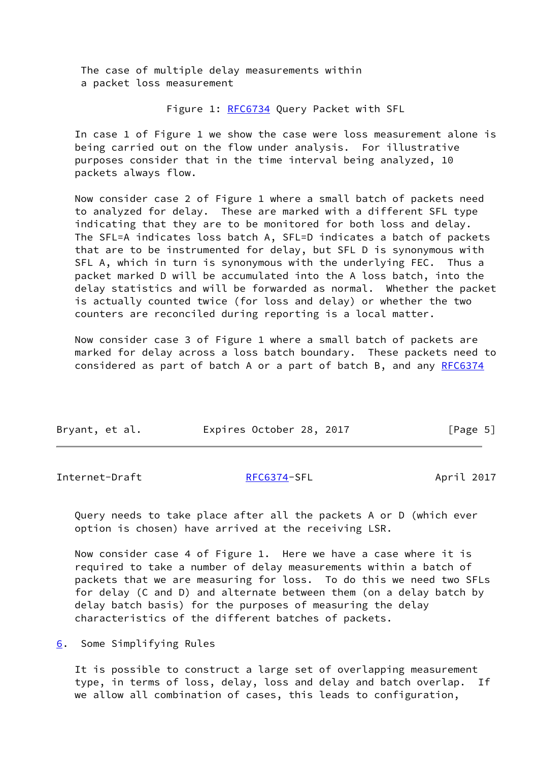The case of multiple delay measurements within
a packet loss measurement

Figure 1: RFC6734 Query Packet with SFL

In case 1 of Figure 1 we show the case were loss measurement alone is being carried out on the flow under analysis. For illustrative purposes consider that in the time interval being analyzed, 10 packets always flow.

Now consider case 2 of Figure 1 where a small batch of packets need to analyzed for delay. These are marked with a different SFL type indicating that they are to be monitored for both loss and delay. The SFL=A indicates loss batch A, SFL=D indicates a batch of packets that are to be instrumented for delay, but SFL D is synonymous with SFL A, which in turn is synonymous with the underlying FEC. Thus a packet marked D will be accumulated into the A loss batch, into the delay statistics and will be forwarded as normal. Whether the packet is actually counted twice (for loss and delay) or whether the two counters are reconciled during reporting is a local matter.

Now consider case 3 of Figure 1 where a small batch of packets are marked for delay across a loss batch boundary. These packets need to considered as part of batch A or a part of batch B, and any RFC6374 Query needs to take place after all the packets A or D (which ever option is chosen) have arrived at the receiving LSR.

Now consider case 4 of Figure 1. Here we have a case where it is required to take a number of delay measurements within a batch of packets that we are measuring for loss. To do this we need two SFLs for delay (C and D) and alternate between them (on a delay batch by delay batch basis) for the purposes of measuring the delay characteristics of the different batches of packets.

## 6. Some Simplifying Rules

It is possible to construct a large set of overlapping measurement type, in terms of loss, delay, loss and delay and batch overlap. If we allow all combination of cases, this leads to configuration,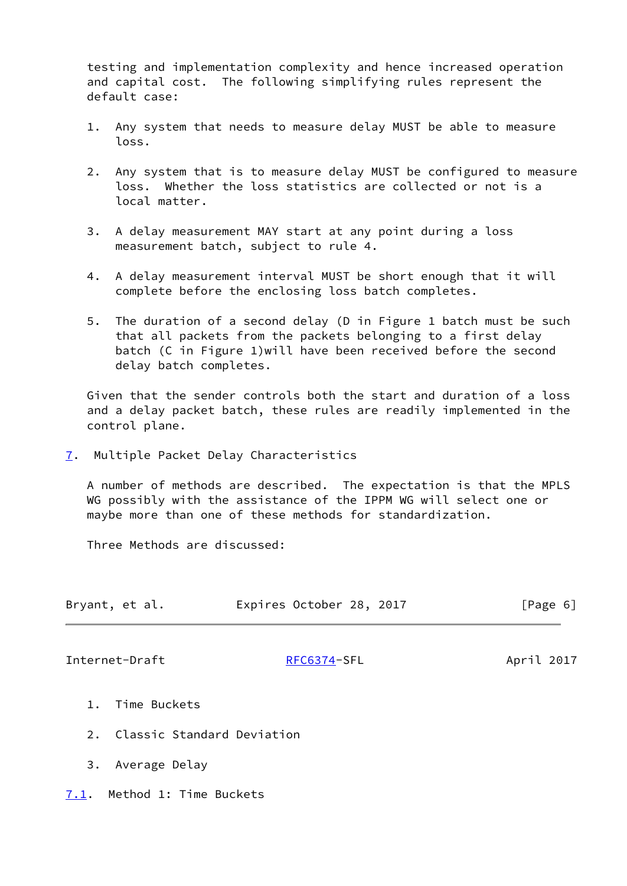testing and implementation complexity and hence increased operation and capital cost. The following simplifying rules represent the default case:

1. Any system that needs to measure delay MUST be able to measure loss.

2. Any system that is to measure delay MUST be configured to measure loss. Whether the loss statistics are collected or not is a local matter.

3. A delay measurement MAY start at any point during a loss measurement batch, subject to rule 4.

4. A delay measurement interval MUST be short enough that it will complete before the enclosing loss batch completes.

5. The duration of a second delay (D in Figure 1 batch must be such that all packets from the packets belonging to a first delay batch (C in Figure 1)will have been received before the second delay batch completes.

Given that the sender controls both the start and duration of a loss and a delay packet batch, these rules are readily implemented in the control plane.

## 7. Multiple Packet Delay Characteristics

A number of methods are described. The expectation is that the MPLS WG possibly with the assistance of the IPPM WG will select one or maybe more than one of these methods for standardization.

Three Methods are discussed:

1. Time Buckets

2. Classic Standard Deviation

3. Average Delay

### 7.1. Method 1: Time Buckets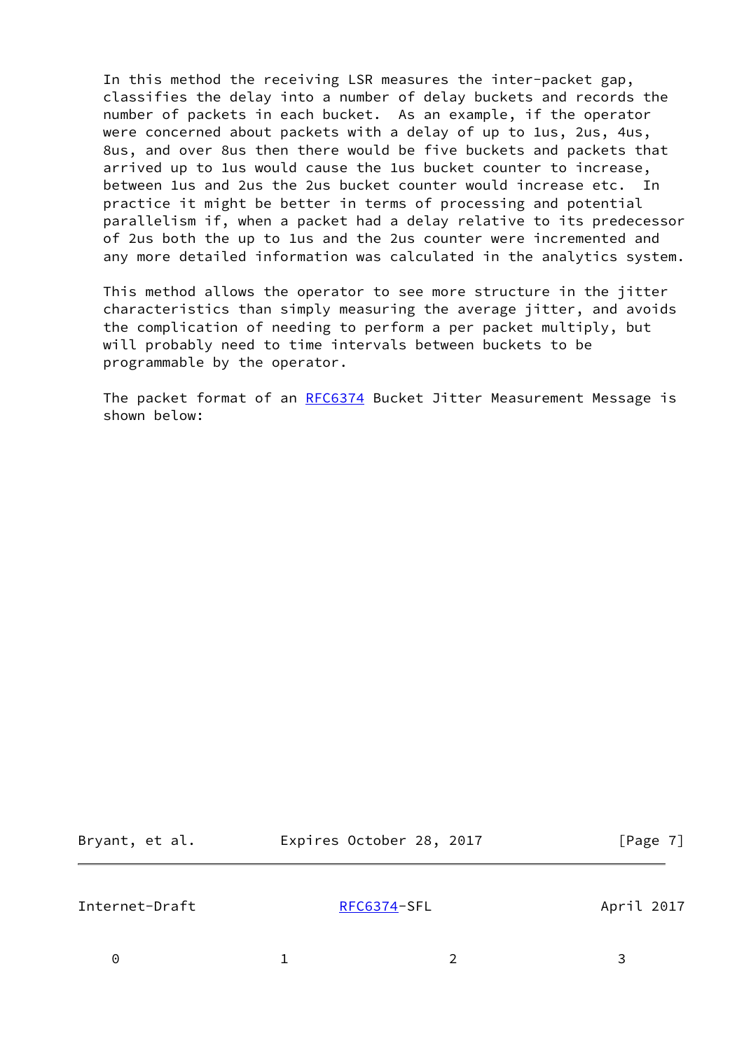In this method the receiving LSR measures the inter-packet gap, classifies the delay into a number of delay buckets and records the number of packets in each bucket. As an example, if the operator were concerned about packets with a delay of up to 1us, 2us, 4us, 8us, and over 8us then there would be five buckets and packets that arrived up to 1us would cause the 1us bucket counter to increase, between 1us and 2us the 2us bucket counter would increase etc. In practice it might be better in terms of processing and potential parallelism if, when a packet had a delay relative to its predecessor of 2us both the up to 1us and the 2us counter were incremented and any more detailed information was calculated in the analytics system.

This method allows the operator to see more structure in the jitter characteristics than simply measuring the average jitter, and avoids the complication of needing to perform a per packet multiply, but will probably need to time intervals between buckets to be programmable by the operator.

The packet format of an RFC6374 Bucket Jitter Measurement Message is shown below:

```
    0                   1                   2                   3
```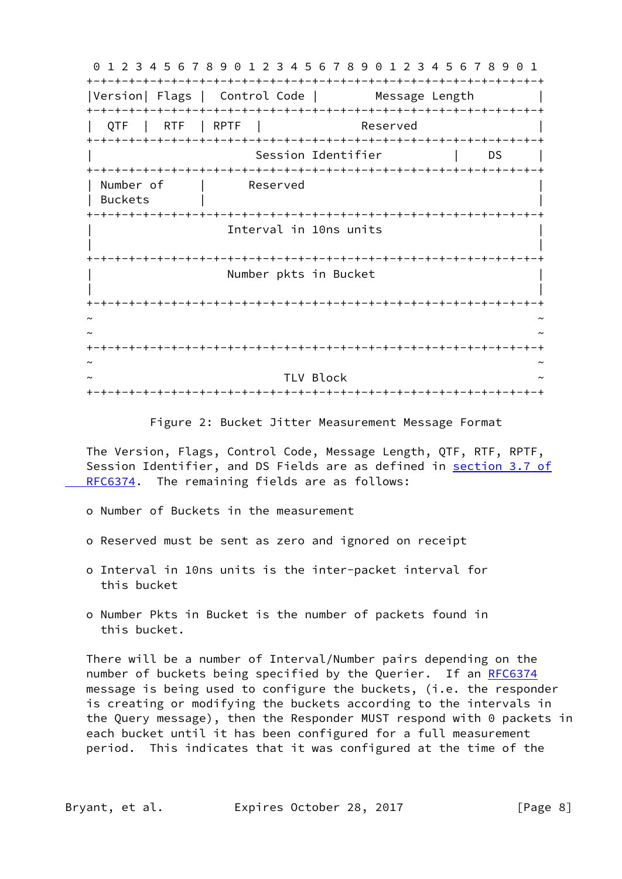```
 0 1 2 3 4 5 6 7 8 9 0 1 2 3 4 5 6 7 8 9 0 1 2 3 4 5 6 7 8 9 0 1
+-+-+-+-+-+-+-+-+-+-+-+-+-+-+-+-+-+-+-+-+-+-+-+-+-+-+-+-+-+-+-+-+
|Version| Flags |  Control Code |         Message Length        |
+-+-+-+-+-+-+-+-+-+-+-+-+-+-+-+-+-+-+-+-+-+-+-+-+-+-+-+-+-+-+-+-+
|  QTF  |  RTF  | RPTF  |               Reserved                |
+-+-+-+-+-+-+-+-+-+-+-+-+-+-+-+-+-+-+-+-+-+-+-+-+-+-+-+-+-+-+-+-+
|                     Session Identifier            |    DS     |
+-+-+-+-+-+-+-+-+-+-+-+-+-+-+-+-+-+-+-+-+-+-+-+-+-+-+-+-+-+-+-+-+
| Number of     |       Reserved                                |
| Buckets       |                                               |
+-+-+-+-+-+-+-+-+-+-+-+-+-+-+-+-+-+-+-+-+-+-+-+-+-+-+-+-+-+-+-+-+
|                   Interval in 10ns units                      |
|                                                               |
+-+-+-+-+-+-+-+-+-+-+-+-+-+-+-+-+-+-+-+-+-+-+-+-+-+-+-+-+-+-+-+-+
|                   Number pkts in Bucket                       |
|                                                               |
+-+-+-+-+-+-+-+-+-+-+-+-+-+-+-+-+-+-+-+-+-+-+-+-+-+-+-+-+-+-+-+-+
~                                                               ~
~                                                               ~
+-+-+-+-+-+-+-+-+-+-+-+-+-+-+-+-+-+-+-+-+-+-+-+-+-+-+-+-+-+-+-+-+
~                                                               ~
~                           TLV Block                           ~
+-+-+-+-+-+-+-+-+-+-+-+-+-+-+-+-+-+-+-+-+-+-+-+-+-+-+-+-+-+-+-+-+
```

Figure 2: Bucket Jitter Measurement Message Format

The Version, Flags, Control Code, Message Length, QTF, RTF, RPTF, Session Identifier, and DS Fields are as defined in section 3.7 of RFC6374. The remaining fields are as follows:

- Number of Buckets in the measurement
- Reserved must be sent as zero and ignored on receipt
- Interval in 10ns units is the inter-packet interval for this bucket
- Number Pkts in Bucket is the number of packets found in this bucket.

There will be a number of Interval/Number pairs depending on the number of buckets being specified by the Querier. If an RFC6374 message is being used to configure the buckets, (i.e. the responder is creating or modifying the buckets according to the intervals in the Query message), then the Responder MUST respond with 0 packets in each bucket until it has been configured for a full measurement period. This indicates that it was configured at the time of the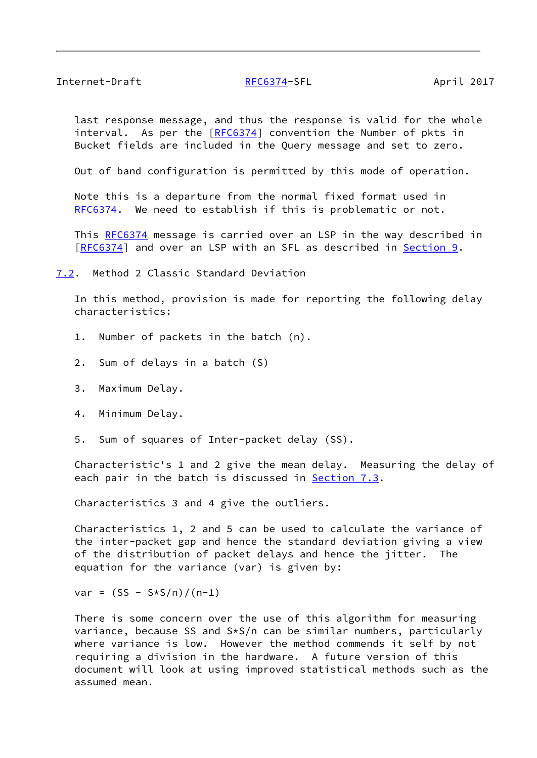last response message, and thus the response is valid for the whole interval. As per the [RFC6374] convention the Number of pkts in Bucket fields are included in the Query message and set to zero.

Out of band configuration is permitted by this mode of operation.

Note this is a departure from the normal fixed format used in RFC6374. We need to establish if this is problematic or not.

This RFC6374 message is carried over an LSP in the way described in [RFC6374] and over an LSP with an SFL as described in Section 9.

## 7.2. Method 2 Classic Standard Deviation

In this method, provision is made for reporting the following delay characteristics:

1. Number of packets in the batch (n).

2. Sum of delays in a batch (S)

3. Maximum Delay.

4. Minimum Delay.

5. Sum of squares of Inter-packet delay (SS).

Characteristic's 1 and 2 give the mean delay. Measuring the delay of each pair in the batch is discussed in Section 7.3.

Characteristics 3 and 4 give the outliers.

Characteristics 1, 2 and 5 can be used to calculate the variance of the inter-packet gap and hence the standard deviation giving a view of the distribution of packet delays and hence the jitter. The equation for the variance (var) is given by:

```
var = (SS - S*S/n)/(n-1)
```

There is some concern over the use of this algorithm for measuring variance, because SS and S*S/n can be similar numbers, particularly where variance is low. However the method commends it self by not requiring a division in the hardware. A future version of this document will look at using improved statistical methods such as the assumed mean.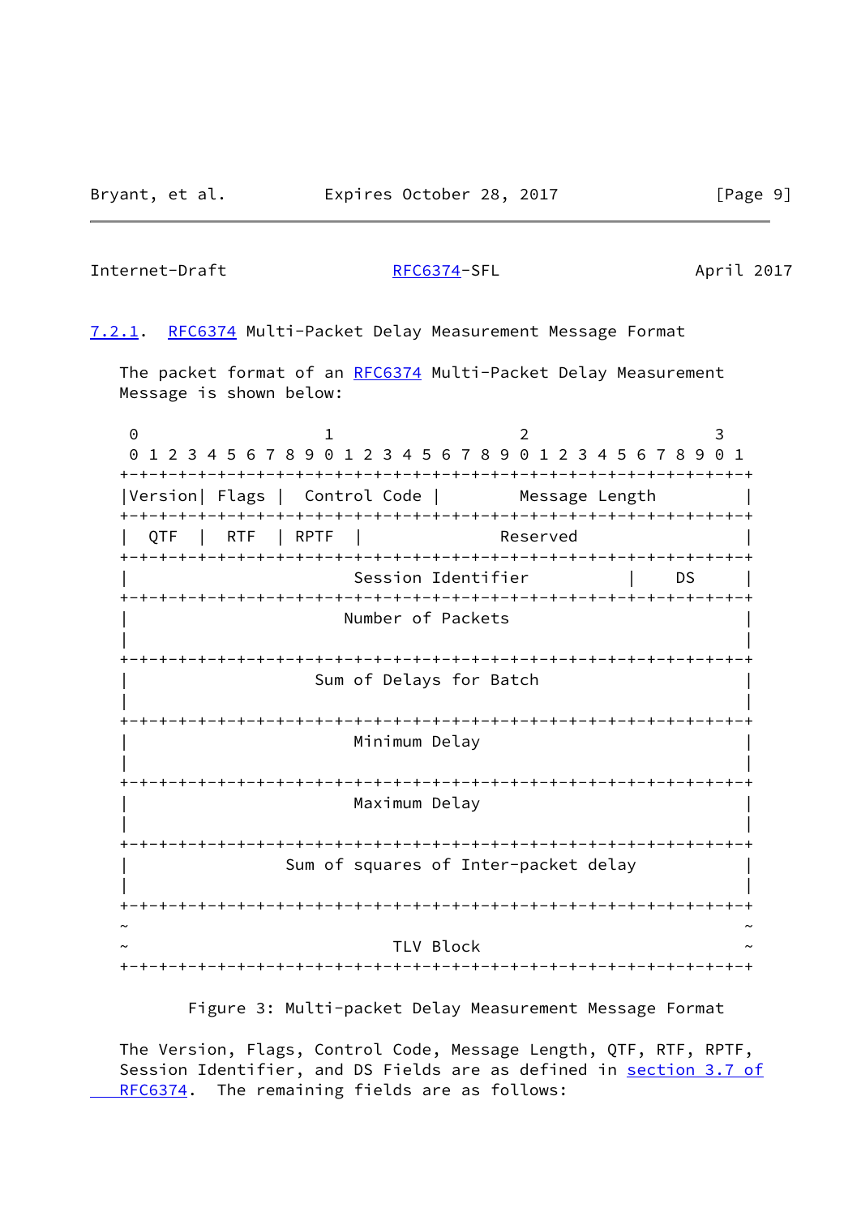### 7.2.1. RFC6374 Multi-Packet Delay Measurement Message Format

The packet format of an RFC6374 Multi-Packet Delay Measurement Message is shown below:

```
 0                   1                   2                   3
 0 1 2 3 4 5 6 7 8 9 0 1 2 3 4 5 6 7 8 9 0 1 2 3 4 5 6 7 8 9 0 1
+-+-+-+-+-+-+-+-+-+-+-+-+-+-+-+-+-+-+-+-+-+-+-+-+-+-+-+-+-+-+-+-+
|Version| Flags |  Control Code |        Message Length         |
+-+-+-+-+-+-+-+-+-+-+-+-+-+-+-+-+-+-+-+-+-+-+-+-+-+-+-+-+-+-+-+-+
|  QTF  |  RTF  | RPTF  |              Reserved                 |
+-+-+-+-+-+-+-+-+-+-+-+-+-+-+-+-+-+-+-+-+-+-+-+-+-+-+-+-+-+-+-+-+
|                       Session Identifier          |    DS     |
+-+-+-+-+-+-+-+-+-+-+-+-+-+-+-+-+-+-+-+-+-+-+-+-+-+-+-+-+-+-+-+-+
|                      Number of Packets                        |
|                                                               |
+-+-+-+-+-+-+-+-+-+-+-+-+-+-+-+-+-+-+-+-+-+-+-+-+-+-+-+-+-+-+-+-+
|                   Sum of Delays for Batch                     |
|                                                               |
+-+-+-+-+-+-+-+-+-+-+-+-+-+-+-+-+-+-+-+-+-+-+-+-+-+-+-+-+-+-+-+-+
|                       Minimum Delay                           |
|                                                               |
+-+-+-+-+-+-+-+-+-+-+-+-+-+-+-+-+-+-+-+-+-+-+-+-+-+-+-+-+-+-+-+-+
|                       Maximum Delay                           |
|                                                               |
+-+-+-+-+-+-+-+-+-+-+-+-+-+-+-+-+-+-+-+-+-+-+-+-+-+-+-+-+-+-+-+-+
|                Sum of squares of Inter-packet delay           |
|                                                               |
+-+-+-+-+-+-+-+-+-+-+-+-+-+-+-+-+-+-+-+-+-+-+-+-+-+-+-+-+-+-+-+-+
~                                                               ~
~                           TLV Block                           ~
+-+-+-+-+-+-+-+-+-+-+-+-+-+-+-+-+-+-+-+-+-+-+-+-+-+-+-+-+-+-+-+-+
```

Figure 3: Multi-packet Delay Measurement Message Format

The Version, Flags, Control Code, Message Length, QTF, RTF, RPTF, Session Identifier, and DS Fields are as defined in section 3.7 of RFC6374. The remaining fields are as follows: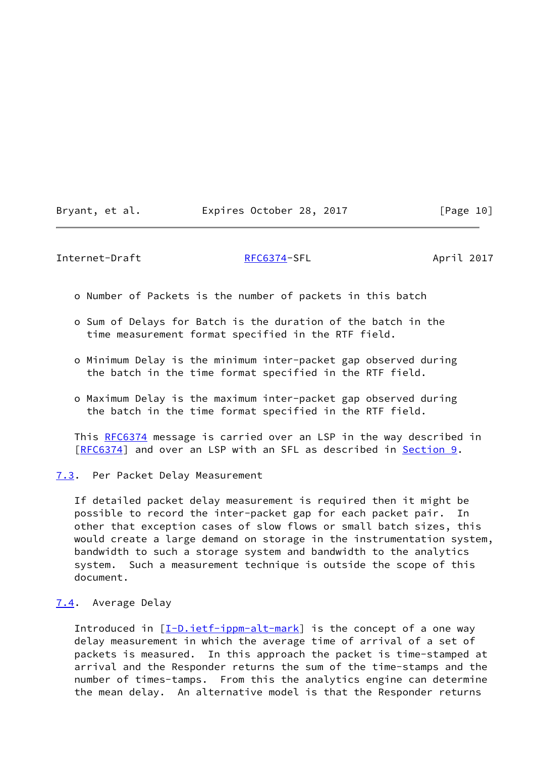- Number of Packets is the number of packets in this batch

- Sum of Delays for Batch is the duration of the batch in the time measurement format specified in the RTF field.

- Minimum Delay is the minimum inter-packet gap observed during the batch in the time format specified in the RTF field.

- Maximum Delay is the maximum inter-packet gap observed during the batch in the time format specified in the RTF field.

This RFC6374 message is carried over an LSP in the way described in [RFC6374] and over an LSP with an SFL as described in Section 9.

### 7.3. Per Packet Delay Measurement

If detailed packet delay measurement is required then it might be possible to record the inter-packet gap for each packet pair. In other that exception cases of slow flows or small batch sizes, this would create a large demand on storage in the instrumentation system, bandwidth to such a storage system and bandwidth to the analytics system. Such a measurement technique is outside the scope of this document.

### 7.4. Average Delay

Introduced in [I-D.ietf-ippm-alt-mark] is the concept of a one way delay measurement in which the average time of arrival of a set of packets is measured. In this approach the packet is time-stamped at arrival and the Responder returns the sum of the time-stamps and the number of times-tamps. From this the analytics engine can determine the mean delay. An alternative model is that the Responder returns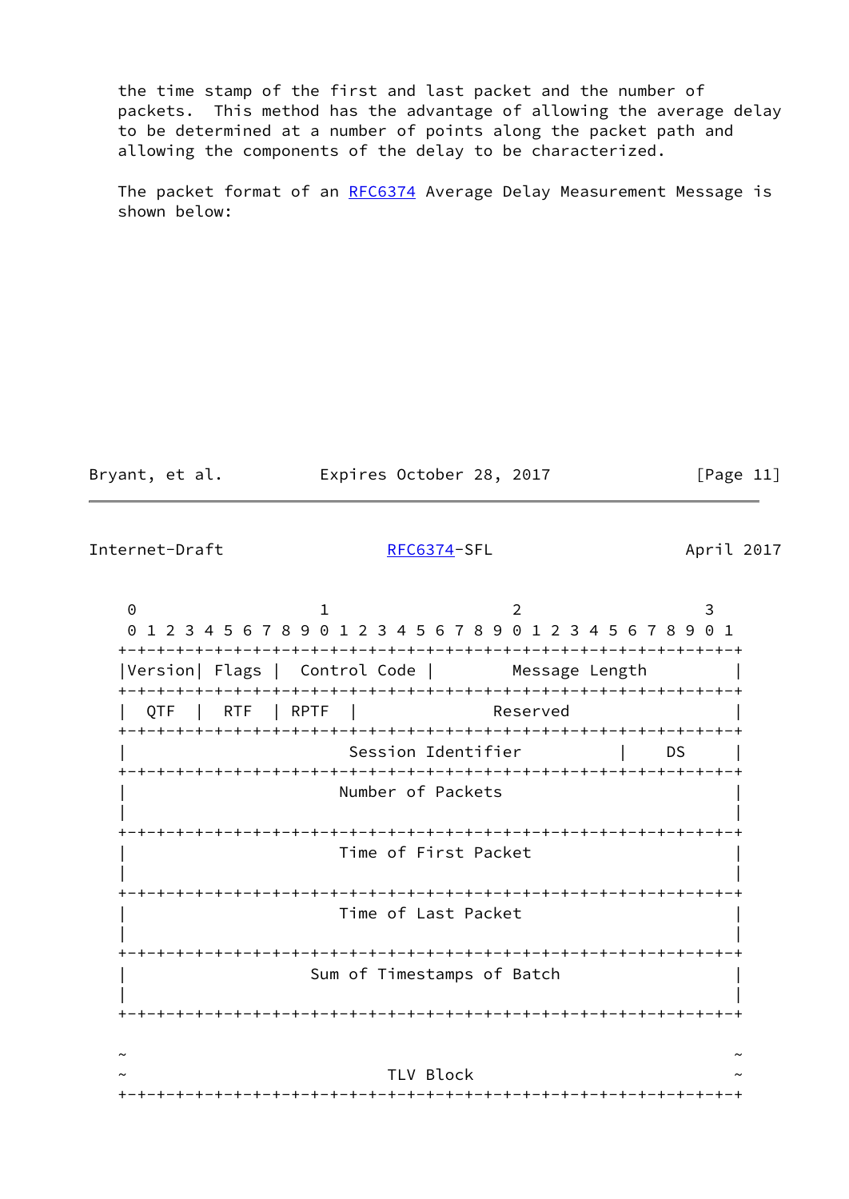the time stamp of the first and last packet and the number of packets.  This method has the advantage of allowing the average delay to be determined at a number of points along the packet path and allowing the components of the delay to be characterized.

The packet format of an RFC6374 Average Delay Measurement Message is shown below:

```
 0                   1                   2                   3
 0 1 2 3 4 5 6 7 8 9 0 1 2 3 4 5 6 7 8 9 0 1 2 3 4 5 6 7 8 9 0 1
+-+-+-+-+-+-+-+-+-+-+-+-+-+-+-+-+-+-+-+-+-+-+-+-+-+-+-+-+-+-+-+-+
|Version| Flags |  Control Code |        Message Length         |
+-+-+-+-+-+-+-+-+-+-+-+-+-+-+-+-+-+-+-+-+-+-+-+-+-+-+-+-+-+-+-+-+
|  QTF  |  RTF  | RPTF  |              Reserved                 |
+-+-+-+-+-+-+-+-+-+-+-+-+-+-+-+-+-+-+-+-+-+-+-+-+-+-+-+-+-+-+-+-+
|                    Session Identifier         |     DS        |
+-+-+-+-+-+-+-+-+-+-+-+-+-+-+-+-+-+-+-+-+-+-+-+-+-+-+-+-+-+-+-+-+
|                   Number of Packets                           |
|                                                               |
+-+-+-+-+-+-+-+-+-+-+-+-+-+-+-+-+-+-+-+-+-+-+-+-+-+-+-+-+-+-+-+-+
|                   Time of First Packet                        |
|                                                               |
+-+-+-+-+-+-+-+-+-+-+-+-+-+-+-+-+-+-+-+-+-+-+-+-+-+-+-+-+-+-+-+-+
|                   Time of Last Packet                         |
|                                                               |
+-+-+-+-+-+-+-+-+-+-+-+-+-+-+-+-+-+-+-+-+-+-+-+-+-+-+-+-+-+-+-+-+
|                Sum of Timestamps of Batch                     |
|                                                               |
+-+-+-+-+-+-+-+-+-+-+-+-+-+-+-+-+-+-+-+-+-+-+-+-+-+-+-+-+-+-+-+-+

~                                                               ~
~                           TLV Block                           ~
+-+-+-+-+-+-+-+-+-+-+-+-+-+-+-+-+-+-+-+-+-+-+-+-+-+-+-+-+-+-+-+-+
```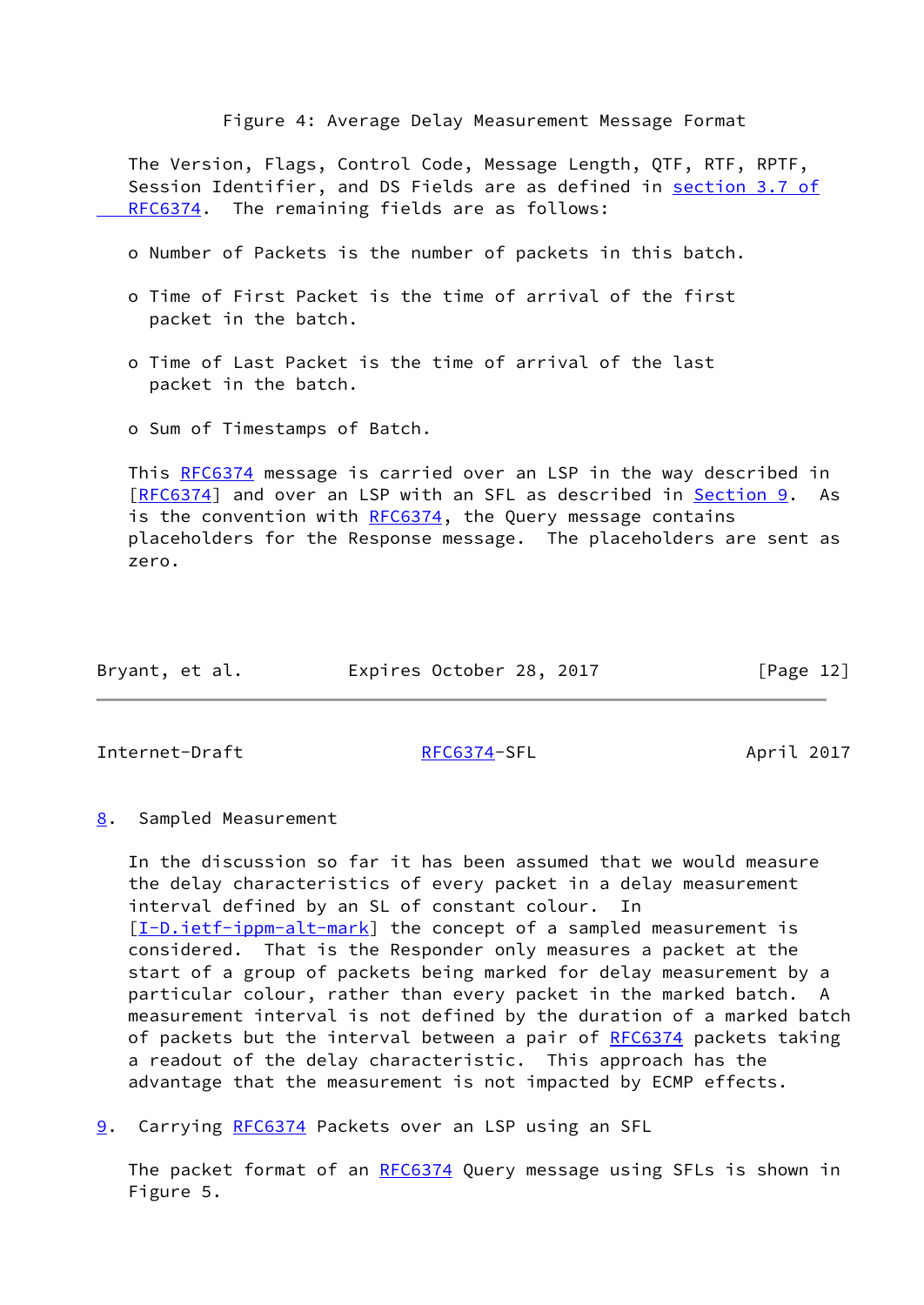Figure 4: Average Delay Measurement Message Format

The Version, Flags, Control Code, Message Length, QTF, RTF, RPTF, Session Identifier, and DS Fields are as defined in section 3.7 of RFC6374. The remaining fields are as follows:

- Number of Packets is the number of packets in this batch.
- Time of First Packet is the time of arrival of the first packet in the batch.
- Time of Last Packet is the time of arrival of the last packet in the batch.
- Sum of Timestamps of Batch.

This RFC6374 message is carried over an LSP in the way described in [RFC6374] and over an LSP with an SFL as described in Section 9. As is the convention with RFC6374, the Query message contains placeholders for the Response message. The placeholders are sent as zero.

## 8. Sampled Measurement

In the discussion so far it has been assumed that we would measure the delay characteristics of every packet in a delay measurement interval defined by an SL of constant colour. In [I-D.ietf-ippm-alt-mark] the concept of a sampled measurement is considered. That is the Responder only measures a packet at the start of a group of packets being marked for delay measurement by a particular colour, rather than every packet in the marked batch. A measurement interval is not defined by the duration of a marked batch of packets but the interval between a pair of RFC6374 packets taking a readout of the delay characteristic. This approach has the advantage that the measurement is not impacted by ECMP effects.

## 9. Carrying RFC6374 Packets over an LSP using an SFL

The packet format of an RFC6374 Query message using SFLs is shown in Figure 5.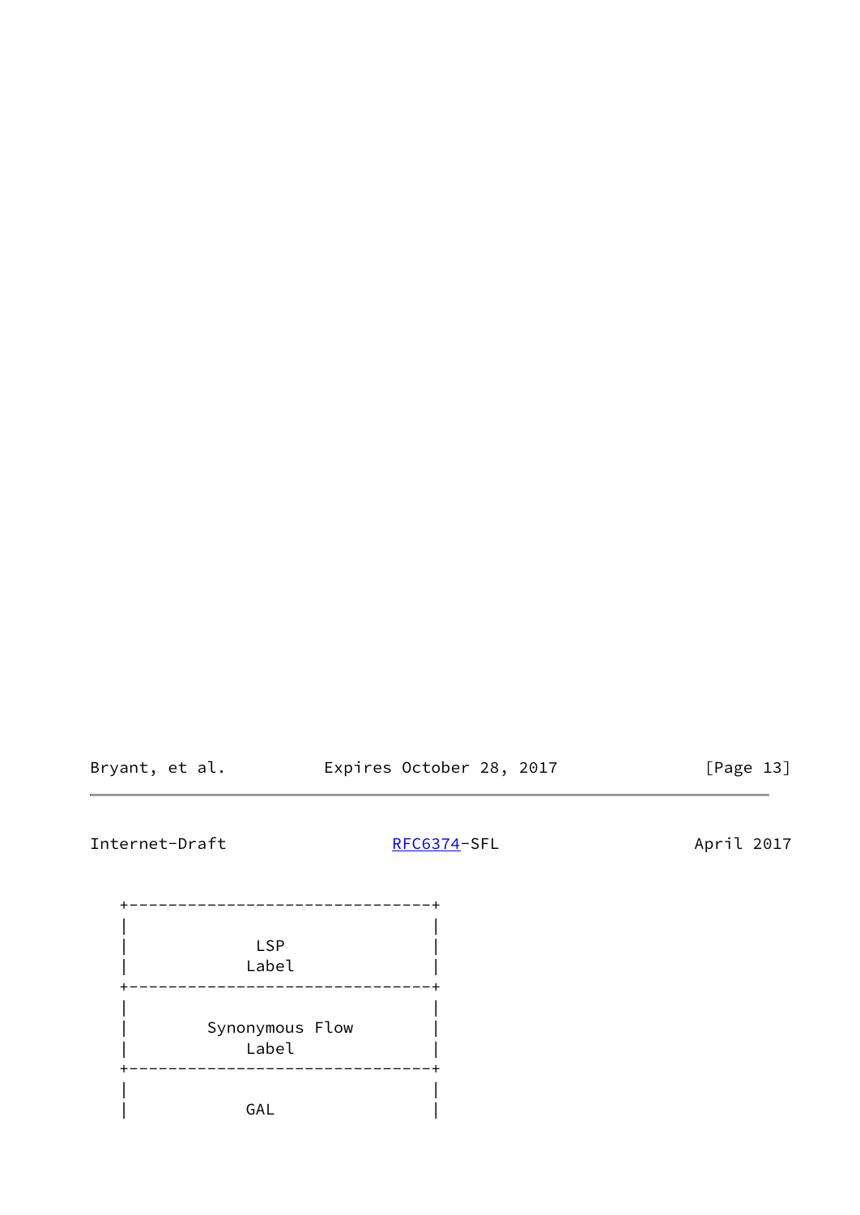```
   +-------------------------------+
   |                               |
   |             LSP               |
   |            Label              |
   +-------------------------------+
   |                               |
   |        Synonymous Flow        |
   |            Label              |
   +-------------------------------+
   |                               |
   |            GAL                |
```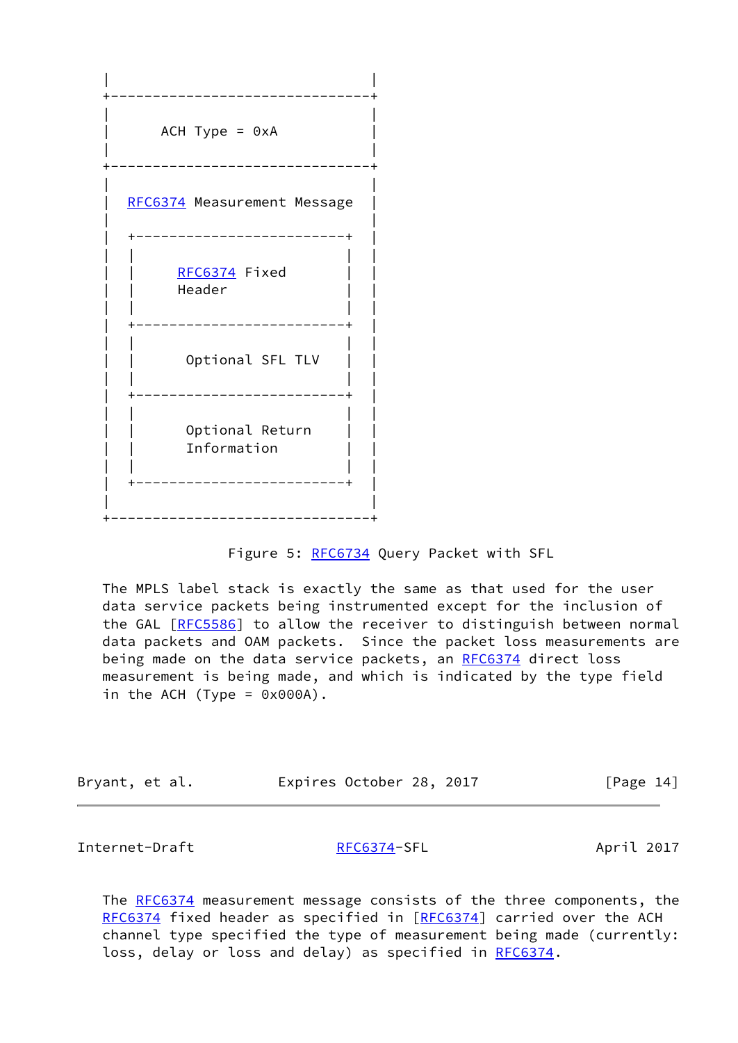```
   |                                |
   +--------------------------------+
   |                                |
   |      ACH Type = 0xA            |
   |                                |
   +--------------------------------+
   |                                |
   |  RFC6374 Measurement Message   |
   |                                |
   |  +-------------------------+   |
   |  |                         |   |
   |  |     RFC6374 Fixed       |   |
   |  |     Header              |   |
   |  |                         |   |
   |  +-------------------------+   |
   |  |                         |   |
   |  |      Optional SFL TLV   |   |
   |  |                         |   |
   |  +-------------------------+   |
   |  |                         |   |
   |  |      Optional Return    |   |
   |  |      Information        |   |
   |  |                         |   |
   |  +-------------------------+   |
   |                                |
   +--------------------------------+
```

Figure 5: RFC6734 Query Packet with SFL

The MPLS label stack is exactly the same as that used for the user data service packets being instrumented except for the inclusion of the GAL [RFC5586] to allow the receiver to distinguish between normal data packets and OAM packets. Since the packet loss measurements are being made on the data service packets, an RFC6374 direct loss measurement is being made, and which is indicated by the type field in the ACH (Type = 0x000A).

The RFC6374 measurement message consists of the three components, the RFC6374 fixed header as specified in [RFC6374] carried over the ACH channel type specified the type of measurement being made (currently: loss, delay or loss and delay) as specified in RFC6374.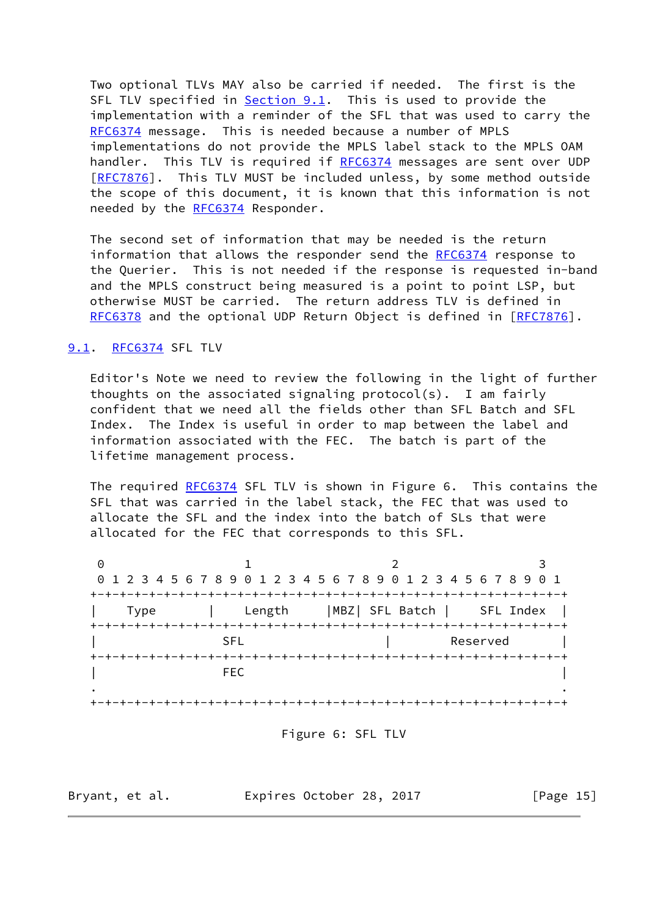Two optional TLVs MAY also be carried if needed. The first is the SFL TLV specified in Section 9.1. This is used to provide the implementation with a reminder of the SFL that was used to carry the RFC6374 message. This is needed because a number of MPLS implementations do not provide the MPLS label stack to the MPLS OAM handler. This TLV is required if RFC6374 messages are sent over UDP [RFC7876]. This TLV MUST be included unless, by some method outside the scope of this document, it is known that this information is not needed by the RFC6374 Responder.

The second set of information that may be needed is the return information that allows the responder send the RFC6374 response to the Querier. This is not needed if the response is requested in-band and the MPLS construct being measured is a point to point LSP, but otherwise MUST be carried. The return address TLV is defined in RFC6378 and the optional UDP Return Object is defined in [RFC7876].

## 9.1. RFC6374 SFL TLV

Editor's Note we need to review the following in the light of further thoughts on the associated signaling protocol(s). I am fairly confident that we need all the fields other than SFL Batch and SFL Index. The Index is useful in order to map between the label and information associated with the FEC. The batch is part of the lifetime management process.

The required RFC6374 SFL TLV is shown in Figure 6. This contains the SFL that was carried in the label stack, the FEC that was used to allocate the SFL and the index into the batch of SLs that were allocated for the FEC that corresponds to this SFL.

```
 0                   1                   2                   3
 0 1 2 3 4 5 6 7 8 9 0 1 2 3 4 5 6 7 8 9 0 1 2 3 4 5 6 7 8 9 0 1
+-+-+-+-+-+-+-+-+-+-+-+-+-+-+-+-+-+-+-+-+-+-+-+-+-+-+-+-+-+-+-+-+
|     Type      |     Length    |MBZ| SFL Batch |   SFL Index   |
+-+-+-+-+-+-+-+-+-+-+-+-+-+-+-+-+-+-+-+-+-+-+-+-+-+-+-+-+-+-+-+-+
|                 SFL                   |       Reserved        |
+-+-+-+-+-+-+-+-+-+-+-+-+-+-+-+-+-+-+-+-+-+-+-+-+-+-+-+-+-+-+-+-+
|                 FEC                                           |
.                                                               .
+-+-+-+-+-+-+-+-+-+-+-+-+-+-+-+-+-+-+-+-+-+-+-+-+-+-+-+-+-+-+-+-+
```

Figure 6: SFL TLV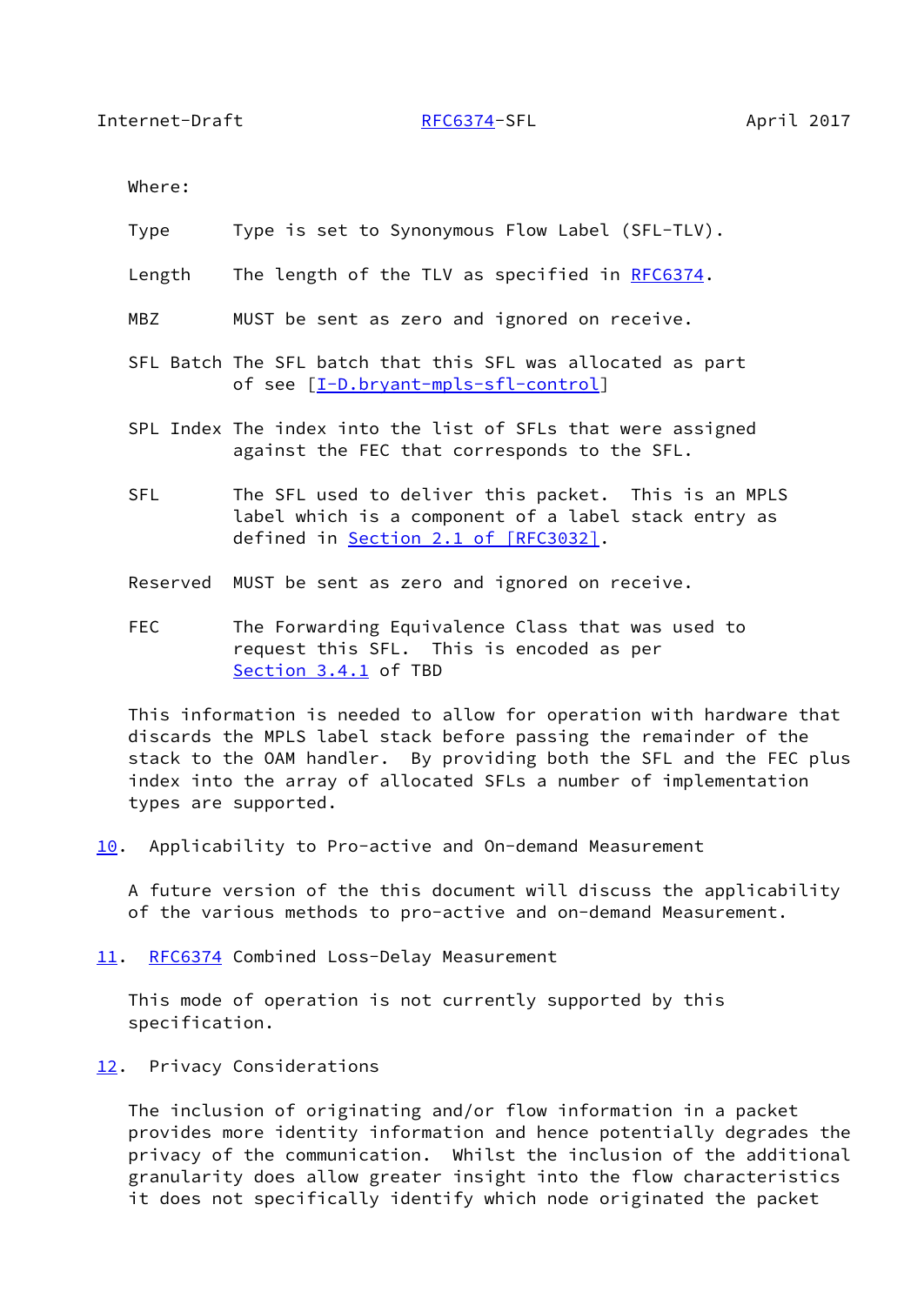Where:

Type       Type is set to Synonymous Flow Label (SFL-TLV).

Length     The length of the TLV as specified in RFC6374.

MBZ        MUST be sent as zero and ignored on receive.

SFL Batch The SFL batch that this SFL was allocated as part of see [I-D.bryant-mpls-sfl-control]

SPL Index The index into the list of SFLs that were assigned against the FEC that corresponds to the SFL.

SFL        The SFL used to deliver this packet.  This is an MPLS label which is a component of a label stack entry as defined in Section 2.1 of [RFC3032].

Reserved   MUST be sent as zero and ignored on receive.

FEC        The Forwarding Equivalence Class that was used to request this SFL.  This is encoded as per Section 3.4.1 of TBD

This information is needed to allow for operation with hardware that discards the MPLS label stack before passing the remainder of the stack to the OAM handler.  By providing both the SFL and the FEC plus index into the array of allocated SFLs a number of implementation types are supported.

## 10. Applicability to Pro-active and On-demand Measurement

A future version of the this document will discuss the applicability of the various methods to pro-active and on-demand Measurement.

## 11. RFC6374 Combined Loss-Delay Measurement

This mode of operation is not currently supported by this specification.

## 12. Privacy Considerations

The inclusion of originating and/or flow information in a packet provides more identity information and hence potentially degrades the privacy of the communication.  Whilst the inclusion of the additional granularity does allow greater insight into the flow characteristics it does not specifically identify which node originated the packet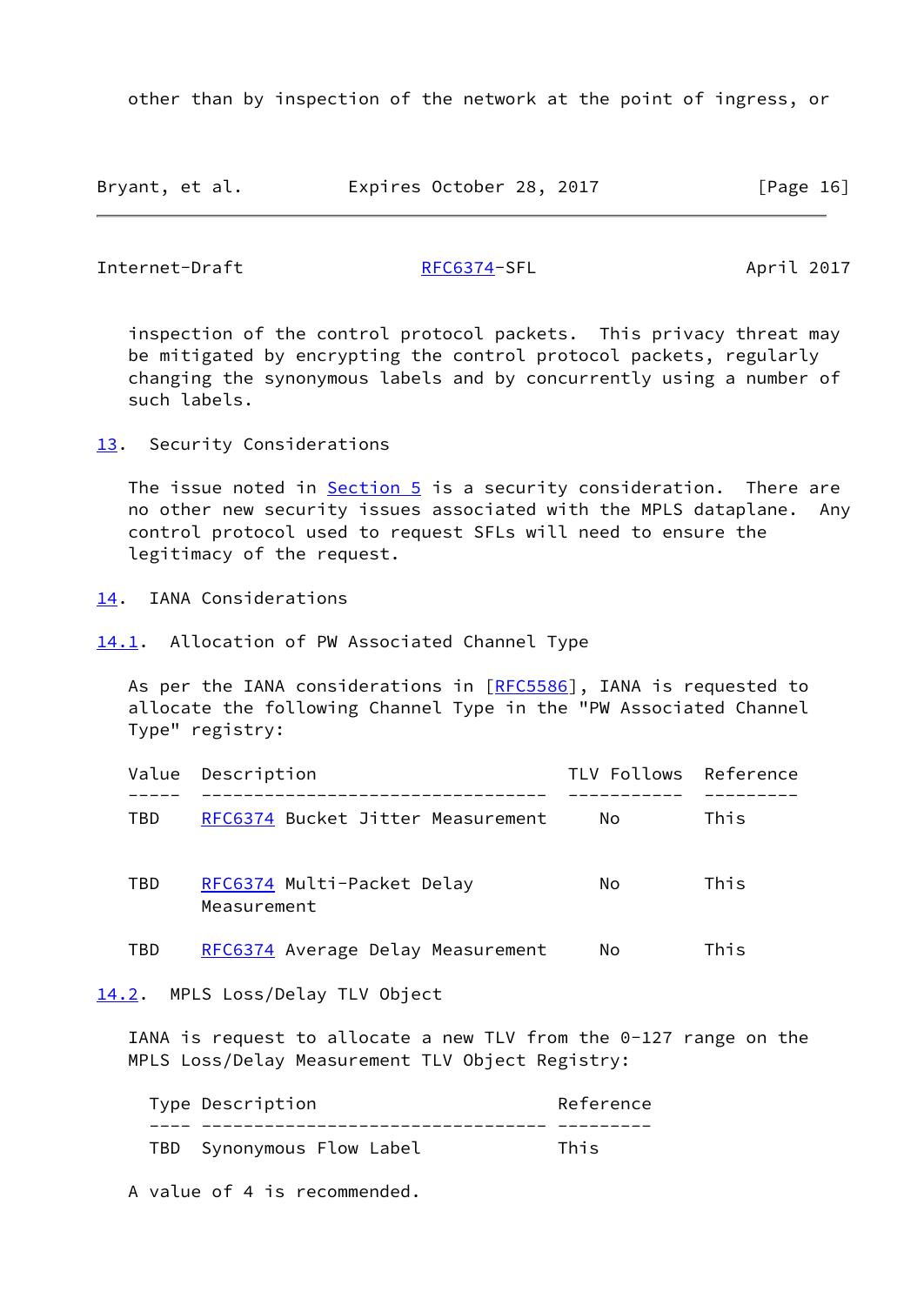other than by inspection of the network at the point of ingress, or

inspection of the control protocol packets. This privacy threat may be mitigated by encrypting the control protocol packets, regularly changing the synonymous labels and by concurrently using a number of such labels.

## 13. Security Considerations

The issue noted in Section 5 is a security consideration. There are no other new security issues associated with the MPLS dataplane. Any control protocol used to request SFLs will need to ensure the legitimacy of the request.

## 14. IANA Considerations

### 14.1. Allocation of PW Associated Channel Type

As per the IANA considerations in [RFC5586], IANA is requested to allocate the following Channel Type in the "PW Associated Channel Type" registry:

| Value | Description | TLV Follows | Reference |
|---|---|---|---|
| TBD | RFC6374 Bucket Jitter Measurement | No | This |
| TBD | RFC6374 Multi-Packet Delay Measurement | No | This |
| TBD | RFC6374 Average Delay Measurement | No | This |

### 14.2. MPLS Loss/Delay TLV Object

IANA is request to allocate a new TLV from the 0-127 range on the MPLS Loss/Delay Measurement TLV Object Registry:

| Type | Description | Reference |
|---|---|---|
| TBD | Synonymous Flow Label | This |

A value of 4 is recommended.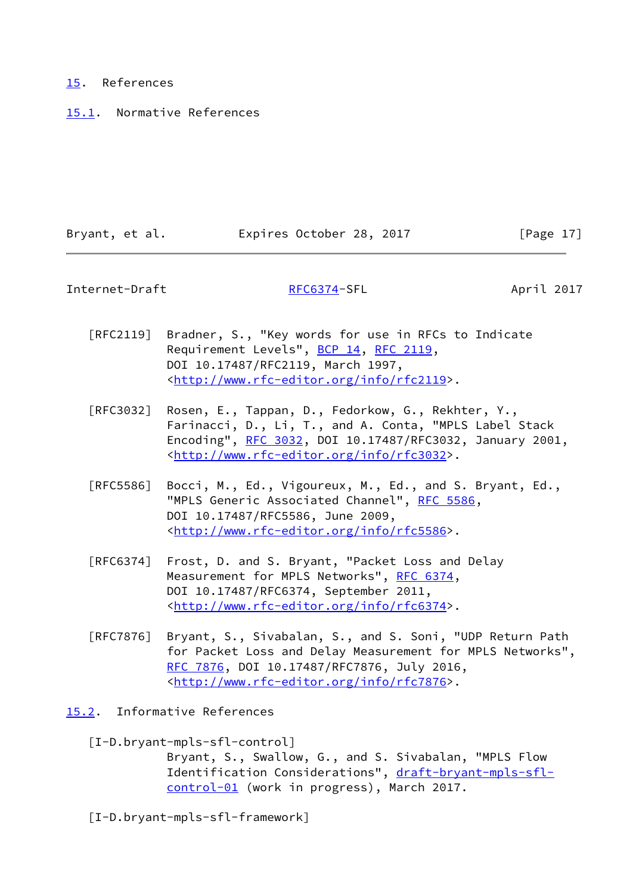# 15. References

## 15.1. Normative References

[RFC2119] Bradner, S., "Key words for use in RFCs to Indicate Requirement Levels", BCP 14, RFC 2119, DOI 10.17487/RFC2119, March 1997, <http://www.rfc-editor.org/info/rfc2119>.

[RFC3032] Rosen, E., Tappan, D., Fedorkow, G., Rekhter, Y., Farinacci, D., Li, T., and A. Conta, "MPLS Label Stack Encoding", RFC 3032, DOI 10.17487/RFC3032, January 2001, <http://www.rfc-editor.org/info/rfc3032>.

[RFC5586] Bocci, M., Ed., Vigoureux, M., Ed., and S. Bryant, Ed., "MPLS Generic Associated Channel", RFC 5586, DOI 10.17487/RFC5586, June 2009, <http://www.rfc-editor.org/info/rfc5586>.

[RFC6374] Frost, D. and S. Bryant, "Packet Loss and Delay Measurement for MPLS Networks", RFC 6374, DOI 10.17487/RFC6374, September 2011, <http://www.rfc-editor.org/info/rfc6374>.

[RFC7876] Bryant, S., Sivabalan, S., and S. Soni, "UDP Return Path for Packet Loss and Delay Measurement for MPLS Networks", RFC 7876, DOI 10.17487/RFC7876, July 2016, <http://www.rfc-editor.org/info/rfc7876>.

## 15.2. Informative References

[I-D.bryant-mpls-sfl-control] Bryant, S., Swallow, G., and S. Sivabalan, "MPLS Flow Identification Considerations", draft-bryant-mpls-sfl-control-01 (work in progress), March 2017.

[I-D.bryant-mpls-sfl-framework]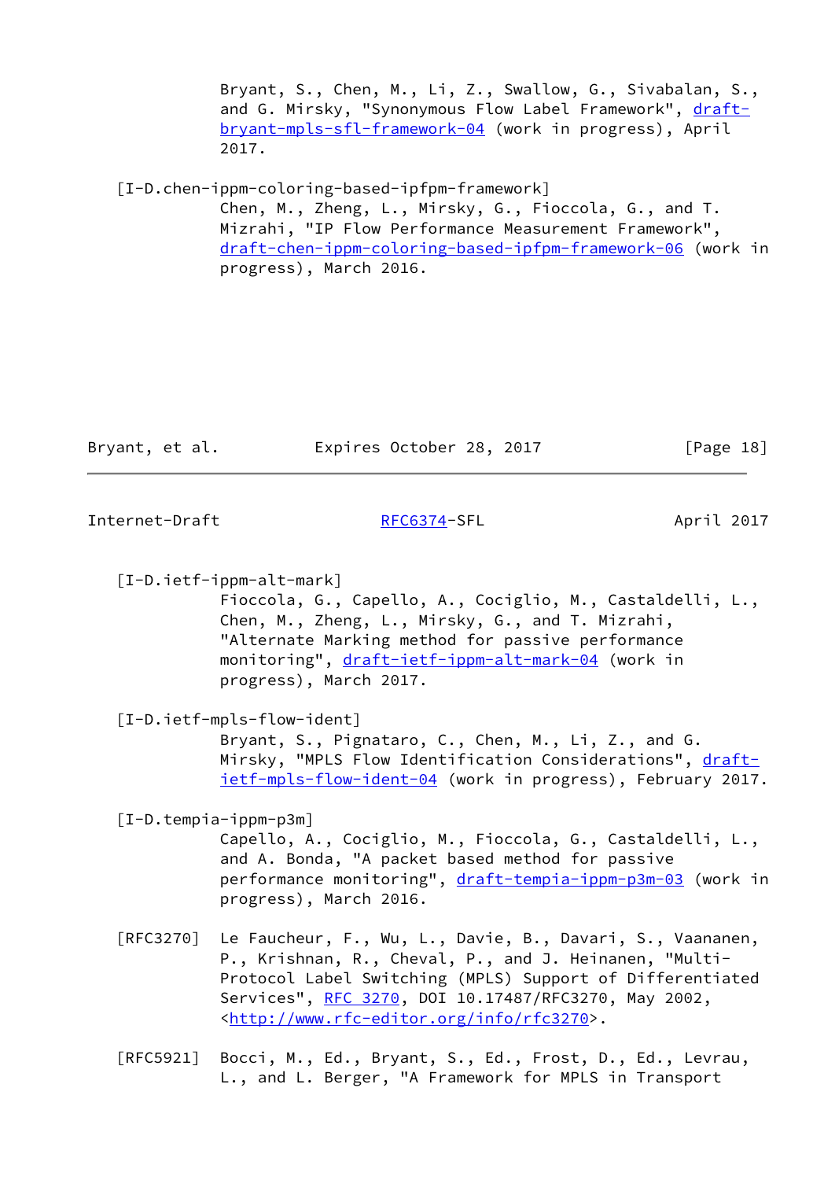Bryant, S., Chen, M., Li, Z., Swallow, G., Sivabalan, S., and G. Mirsky, "Synonymous Flow Label Framework", draft-bryant-mpls-sfl-framework-04 (work in progress), April 2017.

[I-D.chen-ippm-coloring-based-ipfpm-framework]
Chen, M., Zheng, L., Mirsky, G., Fioccola, G., and T. Mizrahi, "IP Flow Performance Measurement Framework", draft-chen-ippm-coloring-based-ipfpm-framework-06 (work in progress), March 2016.

[I-D.ietf-ippm-alt-mark]
Fioccola, G., Capello, A., Cociglio, M., Castaldelli, L., Chen, M., Zheng, L., Mirsky, G., and T. Mizrahi, "Alternate Marking method for passive performance monitoring", draft-ietf-ippm-alt-mark-04 (work in progress), March 2017.

[I-D.ietf-mpls-flow-ident]
Bryant, S., Pignataro, C., Chen, M., Li, Z., and G. Mirsky, "MPLS Flow Identification Considerations", draft-ietf-mpls-flow-ident-04 (work in progress), February 2017.

[I-D.tempia-ippm-p3m]
Capello, A., Cociglio, M., Fioccola, G., Castaldelli, L., and A. Bonda, "A packet based method for passive performance monitoring", draft-tempia-ippm-p3m-03 (work in progress), March 2016.

[RFC3270] Le Faucheur, F., Wu, L., Davie, B., Davari, S., Vaananen, P., Krishnan, R., Cheval, P., and J. Heinanen, "Multi-Protocol Label Switching (MPLS) Support of Differentiated Services", RFC 3270, DOI 10.17487/RFC3270, May 2002, <http://www.rfc-editor.org/info/rfc3270>.

[RFC5921] Bocci, M., Ed., Bryant, S., Ed., Frost, D., Ed., Levrau, L., and L. Berger, "A Framework for MPLS in Transport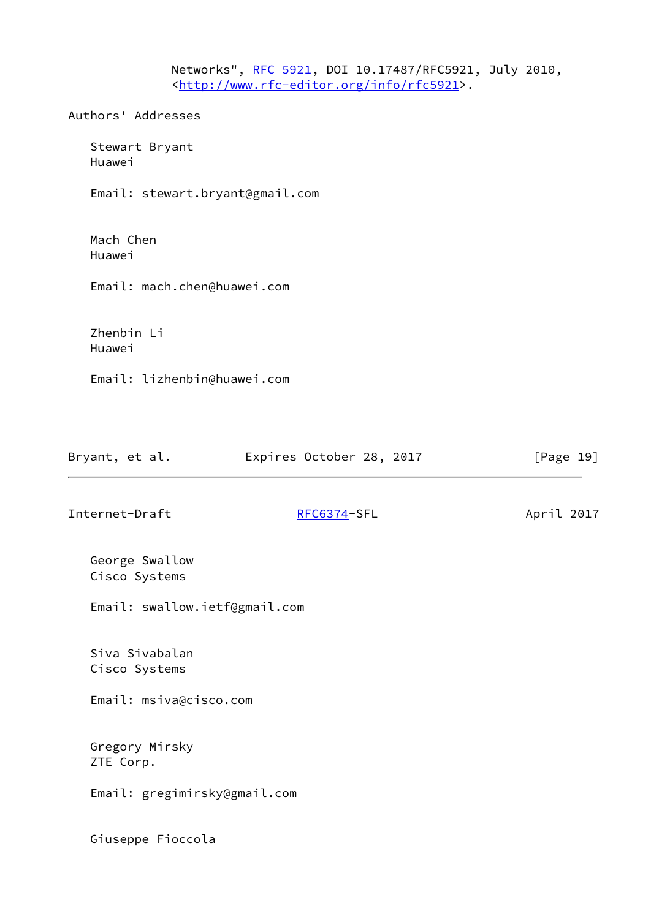Networks", RFC 5921, DOI 10.17487/RFC5921, July 2010, <http://www.rfc-editor.org/info/rfc5921>.

## Authors' Addresses

Stewart Bryant
Huawei

Email: stewart.bryant@gmail.com

Mach Chen
Huawei

Email: mach.chen@huawei.com

Zhenbin Li
Huawei

Email: lizhenbin@huawei.com

George Swallow
Cisco Systems

Email: swallow.ietf@gmail.com

Siva Sivabalan
Cisco Systems

Email: msiva@cisco.com

Gregory Mirsky
ZTE Corp.

Email: gregimirsky@gmail.com

Giuseppe Fioccola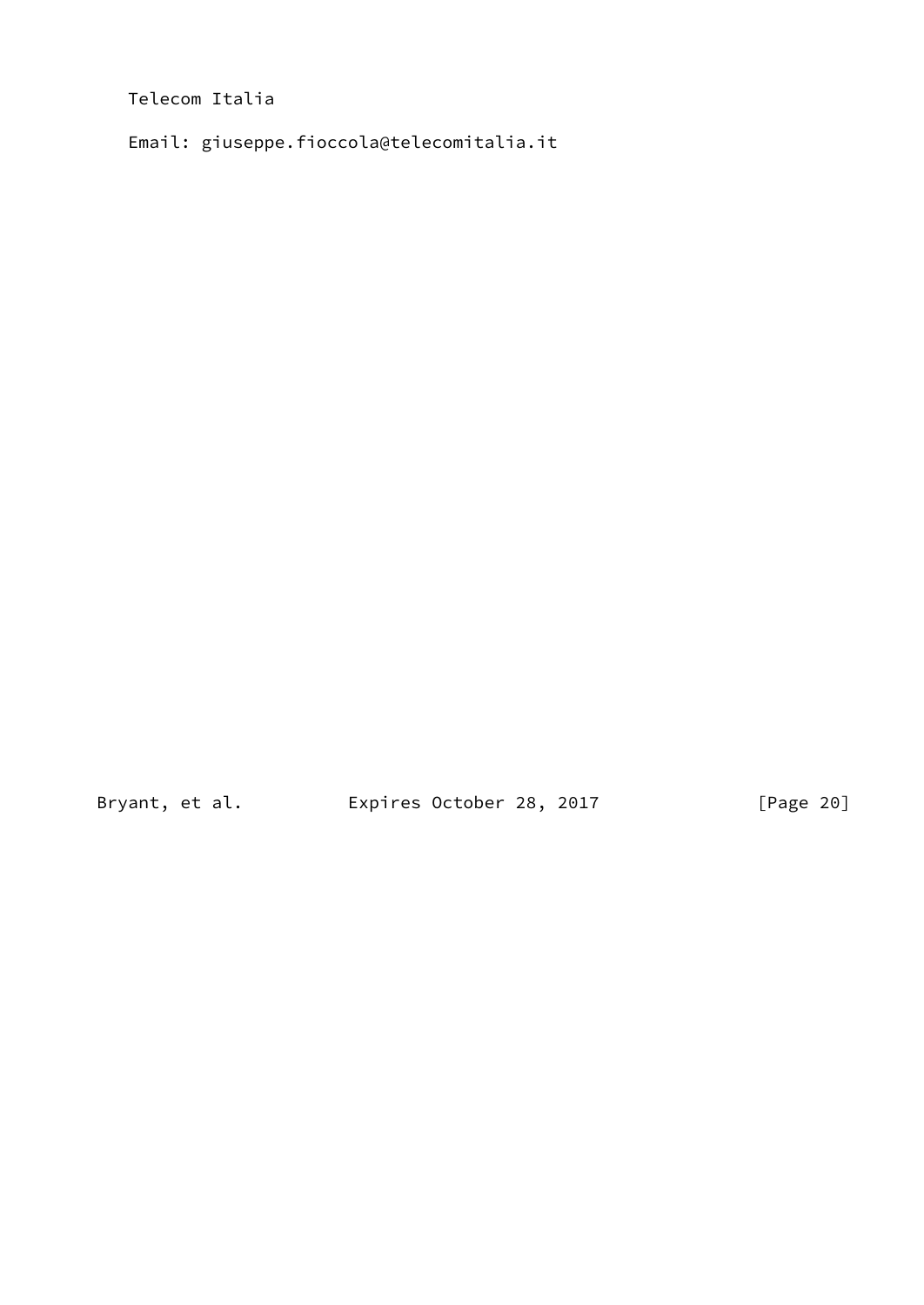Telecom Italia

Email: giuseppe.fioccola@telecomitalia.it